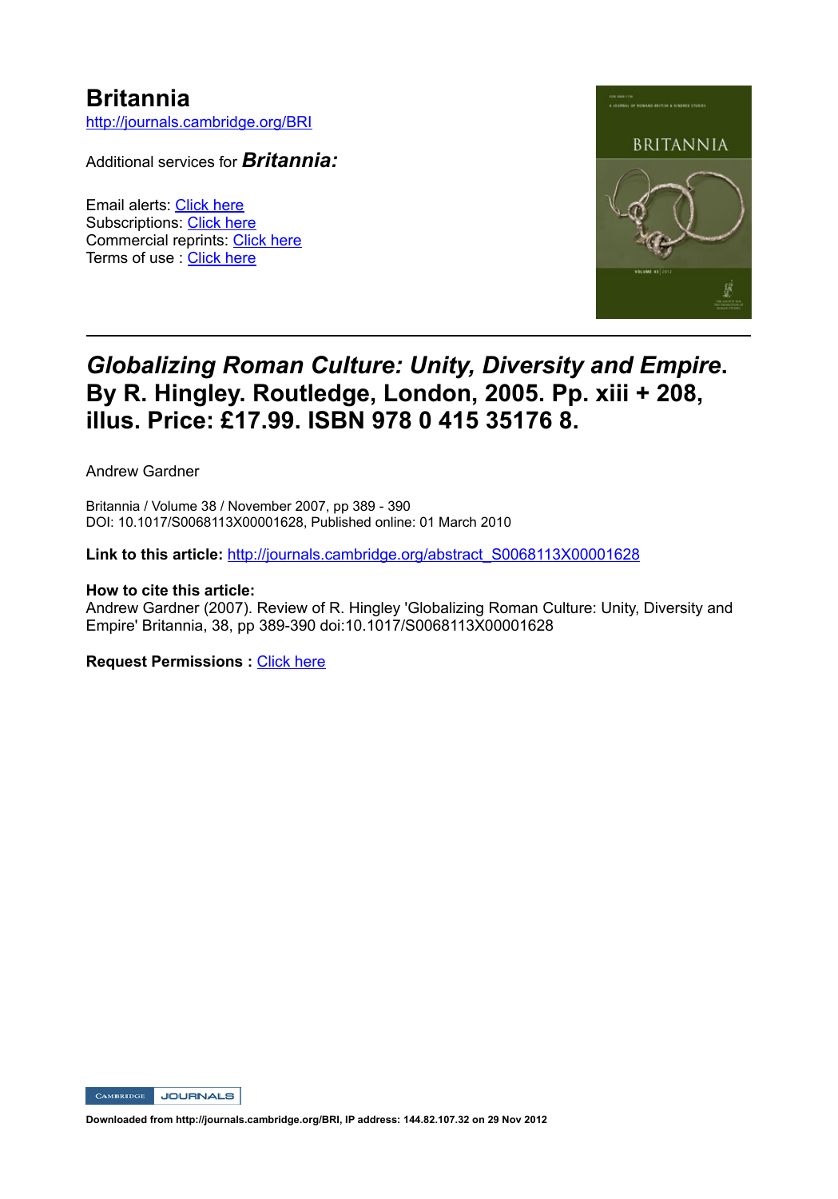# Britannia

http://journals.cambridge.org/BRI

Additional services for ***Britannia:***

Email alerts: Click here
Subscriptions: Click here
Commercial reprints: Click here
Terms of use : Click here

---

## *Globalizing Roman Culture: Unity, Diversity and Empire*. By R. Hingley. Routledge, London, 2005. Pp. xiii + 208, illus. Price: £17.99. ISBN 978 0 415 35176 8.

Andrew Gardner

Britannia / Volume 38 / November 2007, pp 389 - 390
DOI: 10.1017/S0068113X00001628, Published online: 01 March 2010

**Link to this article:** http://journals.cambridge.org/abstract_S0068113X00001628

**How to cite this article:**
Andrew Gardner (2007). Review of R. Hingley 'Globalizing Roman Culture: Unity, Diversity and Empire' Britannia, 38, pp 389-390 doi:10.1017/S0068113X00001628

**Request Permissions :** Click here

Downloaded from http://journals.cambridge.org/BRI, IP address: 144.82.107.32 on 29 Nov 2012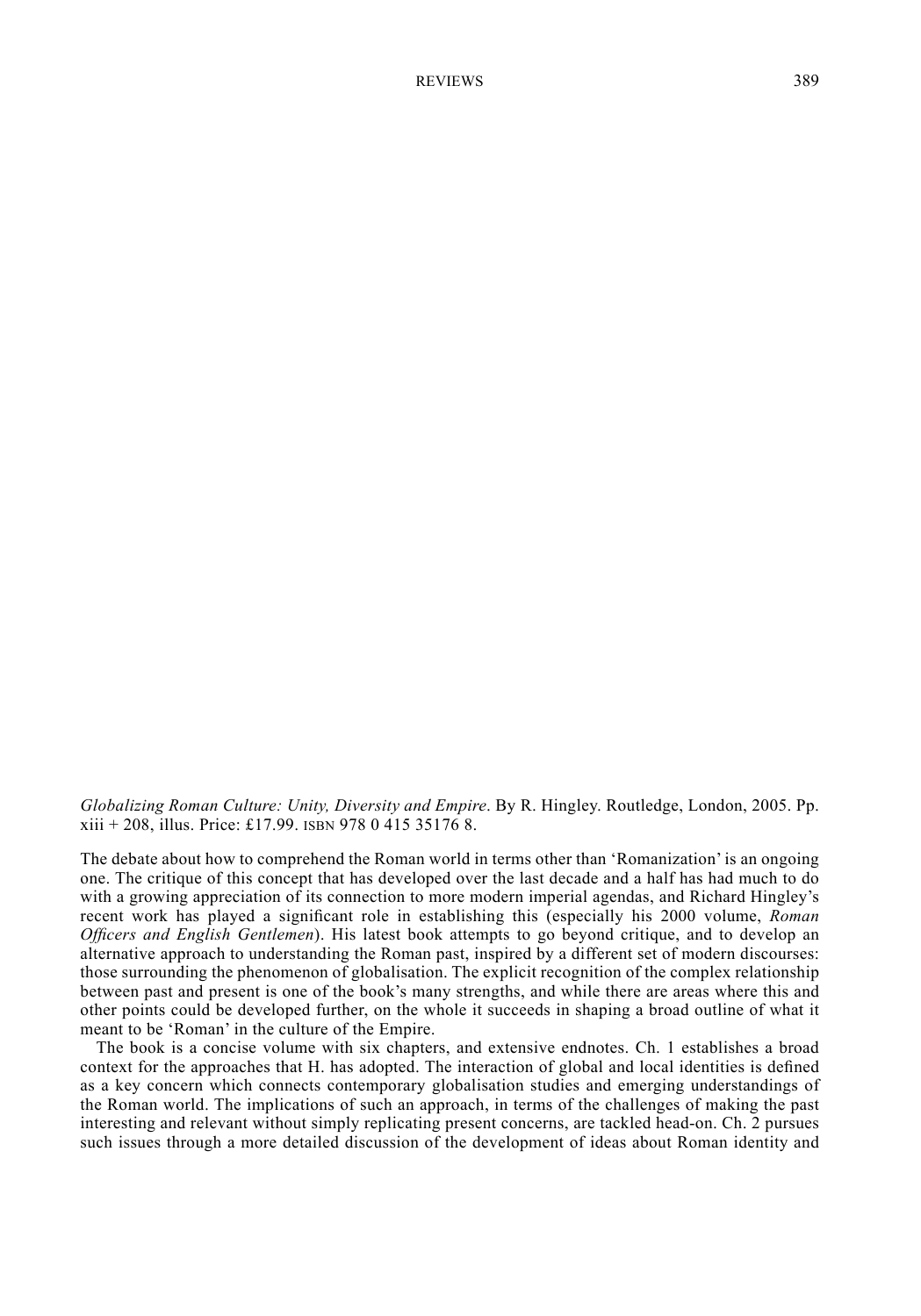*Globalizing Roman Culture: Unity, Diversity and Empire*. By R. Hingley. Routledge, London, 2005. Pp. xiii + 208, illus. Price: £17.99. ISBN 978 0 415 35176 8.

The debate about how to comprehend the Roman world in terms other than 'Romanization' is an ongoing one. The critique of this concept that has developed over the last decade and a half has had much to do with a growing appreciation of its connection to more modern imperial agendas, and Richard Hingley's recent work has played a significant role in establishing this (especially his 2000 volume, *Roman Officers and English Gentlemen*). His latest book attempts to go beyond critique, and to develop an alternative approach to understanding the Roman past, inspired by a different set of modern discourses: those surrounding the phenomenon of globalisation. The explicit recognition of the complex relationship between past and present is one of the book's many strengths, and while there are areas where this and other points could be developed further, on the whole it succeeds in shaping a broad outline of what it meant to be 'Roman' in the culture of the Empire.

The book is a concise volume with six chapters, and extensive endnotes. Ch. 1 establishes a broad context for the approaches that H. has adopted. The interaction of global and local identities is defined as a key concern which connects contemporary globalisation studies and emerging understandings of the Roman world. The implications of such an approach, in terms of the challenges of making the past interesting and relevant without simply replicating present concerns, are tackled head-on. Ch. 2 pursues such issues through a more detailed discussion of the development of ideas about Roman identity and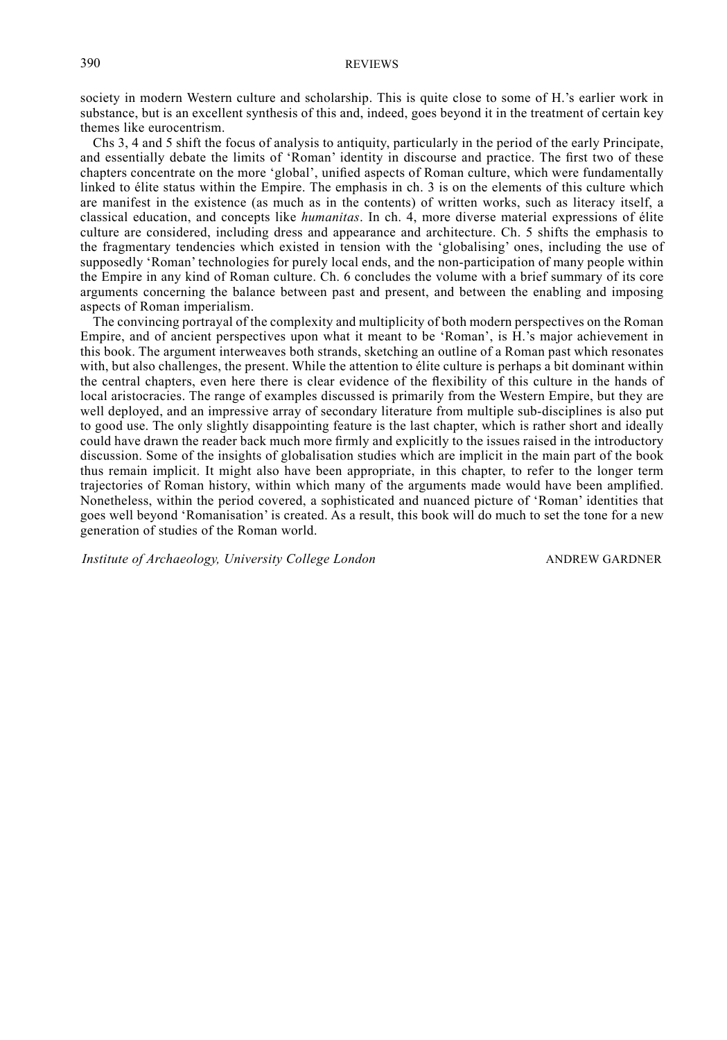society in modern Western culture and scholarship. This is quite close to some of H.'s earlier work in substance, but is an excellent synthesis of this and, indeed, goes beyond it in the treatment of certain key themes like eurocentrism.

Chs 3, 4 and 5 shift the focus of analysis to antiquity, particularly in the period of the early Principate, and essentially debate the limits of 'Roman' identity in discourse and practice. The first two of these chapters concentrate on the more 'global', unified aspects of Roman culture, which were fundamentally linked to élite status within the Empire. The emphasis in ch. 3 is on the elements of this culture which are manifest in the existence (as much as in the contents) of written works, such as literacy itself, a classical education, and concepts like *humanitas*. In ch. 4, more diverse material expressions of élite culture are considered, including dress and appearance and architecture. Ch. 5 shifts the emphasis to the fragmentary tendencies which existed in tension with the 'globalising' ones, including the use of supposedly 'Roman' technologies for purely local ends, and the non-participation of many people within the Empire in any kind of Roman culture. Ch. 6 concludes the volume with a brief summary of its core arguments concerning the balance between past and present, and between the enabling and imposing aspects of Roman imperialism.

The convincing portrayal of the complexity and multiplicity of both modern perspectives on the Roman Empire, and of ancient perspectives upon what it meant to be 'Roman', is H.'s major achievement in this book. The argument interweaves both strands, sketching an outline of a Roman past which resonates with, but also challenges, the present. While the attention to élite culture is perhaps a bit dominant within the central chapters, even here there is clear evidence of the flexibility of this culture in the hands of local aristocracies. The range of examples discussed is primarily from the Western Empire, but they are well deployed, and an impressive array of secondary literature from multiple sub-disciplines is also put to good use. The only slightly disappointing feature is the last chapter, which is rather short and ideally could have drawn the reader back much more firmly and explicitly to the issues raised in the introductory discussion. Some of the insights of globalisation studies which are implicit in the main part of the book thus remain implicit. It might also have been appropriate, in this chapter, to refer to the longer term trajectories of Roman history, within which many of the arguments made would have been amplified. Nonetheless, within the period covered, a sophisticated and nuanced picture of 'Roman' identities that goes well beyond 'Romanisation' is created. As a result, this book will do much to set the tone for a new generation of studies of the Roman world.

*Institute of Archaeology, University College London* ANDREW GARDNER